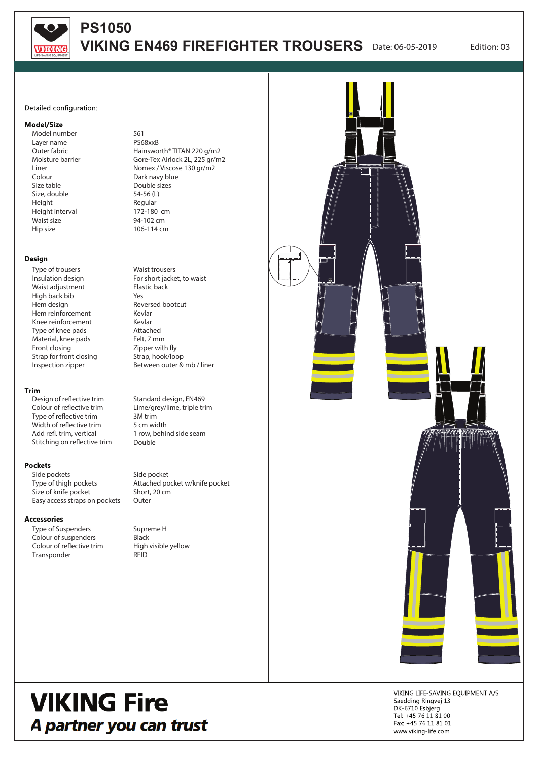# PS1050
# VIKING EN469 FIREFIGHTER TROUSERS

Date: 06-05-2019 Edition: 03

Detailed configuration:

## Model/Size

| | |
|---|---|
| Model number | 561 |
| Layer name | PS68xxB |
| Outer fabric | Hainsworth® TITAN 220 g/m2 |
| Moisture barrier | Gore-Tex Airlock 2L, 225 gr/m2 |
| Liner | Nomex / Viscose 130 gr/m2 |
| Colour | Dark navy blue |
| Size table | Double sizes |
| Size, double | 54-56 (L) |
| Height | Regular |
| Height interval | 172-180 cm |
| Waist size | 94-102 cm |
| Hip size | 106-114 cm |

## Design

| | |
|---|---|
| Type of trousers | Waist trousers |
| Insulation design | For short jacket, to waist |
| Waist adjustment | Elastic back |
| High back bib | Yes |
| Hem design | Reversed bootcut |
| Hem reinforcement | Kevlar |
| Knee reinforcement | Kevlar |
| Type of knee pads | Attached |
| Material, knee pads | Felt, 7 mm |
| Front closing | Zipper with fly |
| Strap for front closing | Strap, hook/loop |
| Inspection zipper | Between outer & mb / liner |

## Trim

| | |
|---|---|
| Design of reflective trim | Standard design, EN469 |
| Colour of reflective trim | Lime/grey/lime, triple trim |
| Type of reflective trim | 3M trim |
| Width of reflective trim | 5 cm width |
| Add refl. trim, vertical | 1 row, behind side seam |
| Stitching on reflective trim | Double |

## Pockets

| | |
|---|---|
| Side pockets | Side pocket |
| Type of thigh pockets | Attached pocket w/knife pocket |
| Size of knife pocket | Short, 20 cm |
| Easy access straps on pockets | Outer |

## Accessories

| | |
|---|---|
| Type of Suspenders | Supreme H |
| Colour of suspenders | Black |
| Colour of reflective trim | High visible yellow |
| Transponder | RFID |

**VIKING Fire**
*A partner you can trust*

VIKING LIFE-SAVING EQUIPMENT A/S
Saedding Ringvej 13
DK-6710 Esbjerg
Tel: +45 76 11 81 00
Fax: +45 76 11 81 01
www.viking-life.com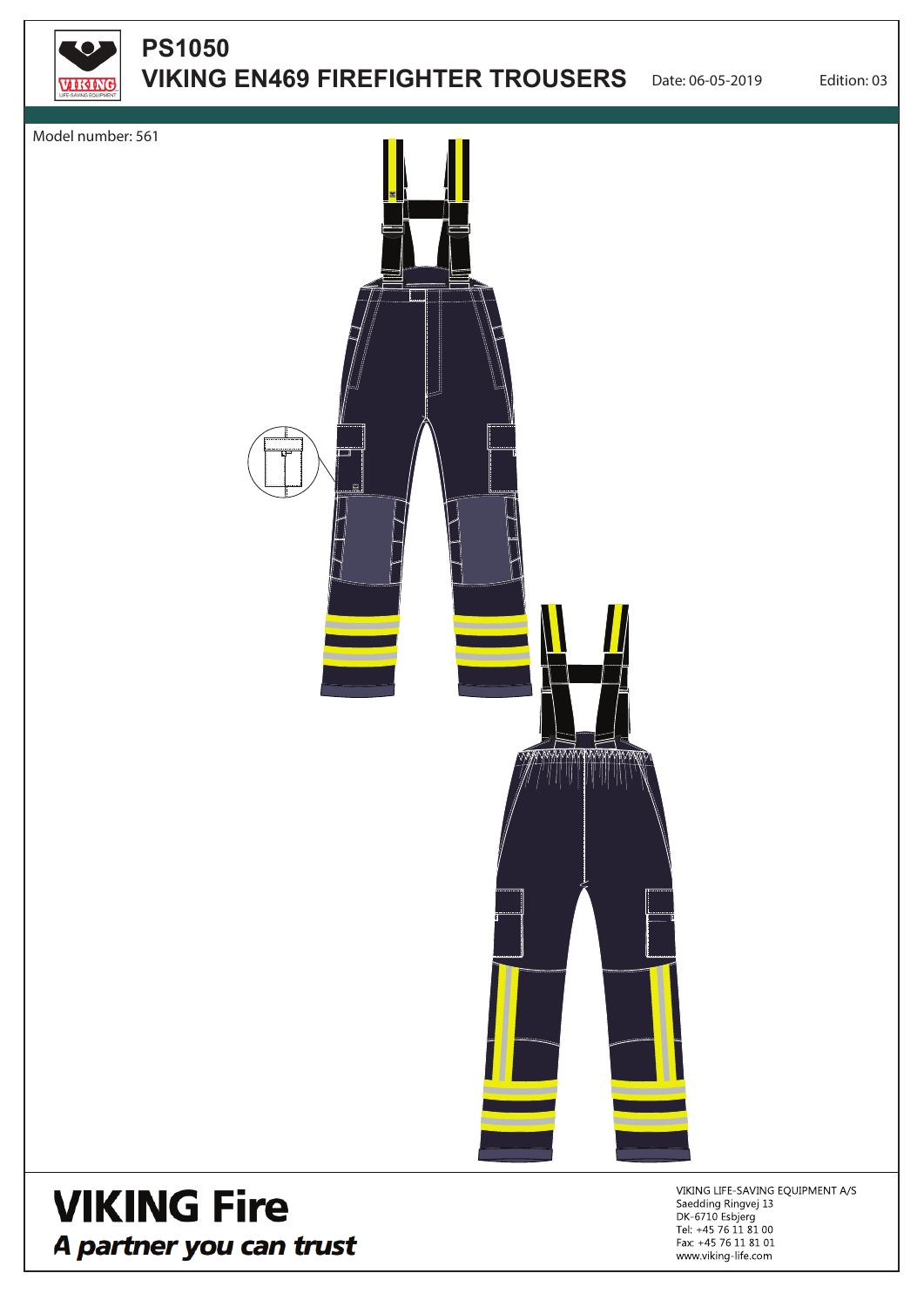# PS1050

# VIKING EN469 FIREFIGHTER TROUSERS

Date: 06-05-2019

Edition: 03

Model number: 561

**VIKING Fire**

***A partner you can trust***

VIKING LIFE-SAVING EQUIPMENT A/S
Saedding Ringvej 13
DK-6710 Esbjerg
Tel: +45 76 11 81 00
Fax: +45 76 11 81 01
www.viking-life.com